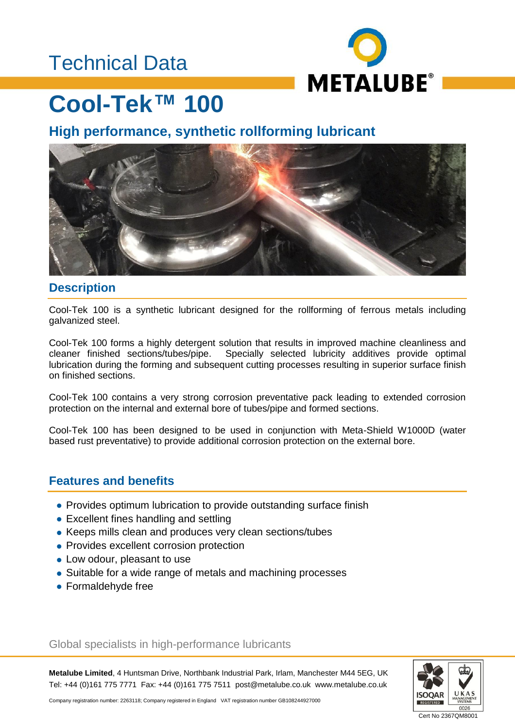Technical Data

# Cool-Tek™ 100

## High performance, synthetic rollforming lubricant

## Description

Cool-Tek 100 is a synthetic lubricant designed for the rollforming of ferrous metals including galvanized steel.

Cool-Tek 100 forms a highly detergent solution that results in improved machine cleanliness and cleaner finished sections/tubes/pipe. Specially selected lubricity additives provide optimal lubrication during the forming and subsequent cutting processes resulting in superior surface finish on finished sections.

Cool-Tek 100 contains a very strong corrosion preventative pack leading to extended corrosion protection on the internal and external bore of tubes/pipe and formed sections.

Cool-Tek 100 has been designed to be used in conjunction with Meta-Shield W1000D (water based rust preventative) to provide additional corrosion protection on the external bore.

## Features and benefits

- Provides optimum lubrication to provide outstanding surface finish
- Excellent fines handling and settling
- Keeps mills clean and produces very clean sections/tubes
- Provides excellent corrosion protection
- Low odour, pleasant to use
- Suitable for a wide range of metals and machining processes
- Formaldehyde free

Global specialists in high-performance lubricants

**Metalube Limited**, 4 Huntsman Drive, Northbank Industrial Park, Irlam, Manchester M44 5EG, UK
Tel: +44 (0)161 775 7771 Fax: +44 (0)161 775 7511 post@metalube.co.uk www.metalube.co.uk

Company registration number: 2263118; Company registered in England VAT registration number GB108244927000

Cert No 2367QM8001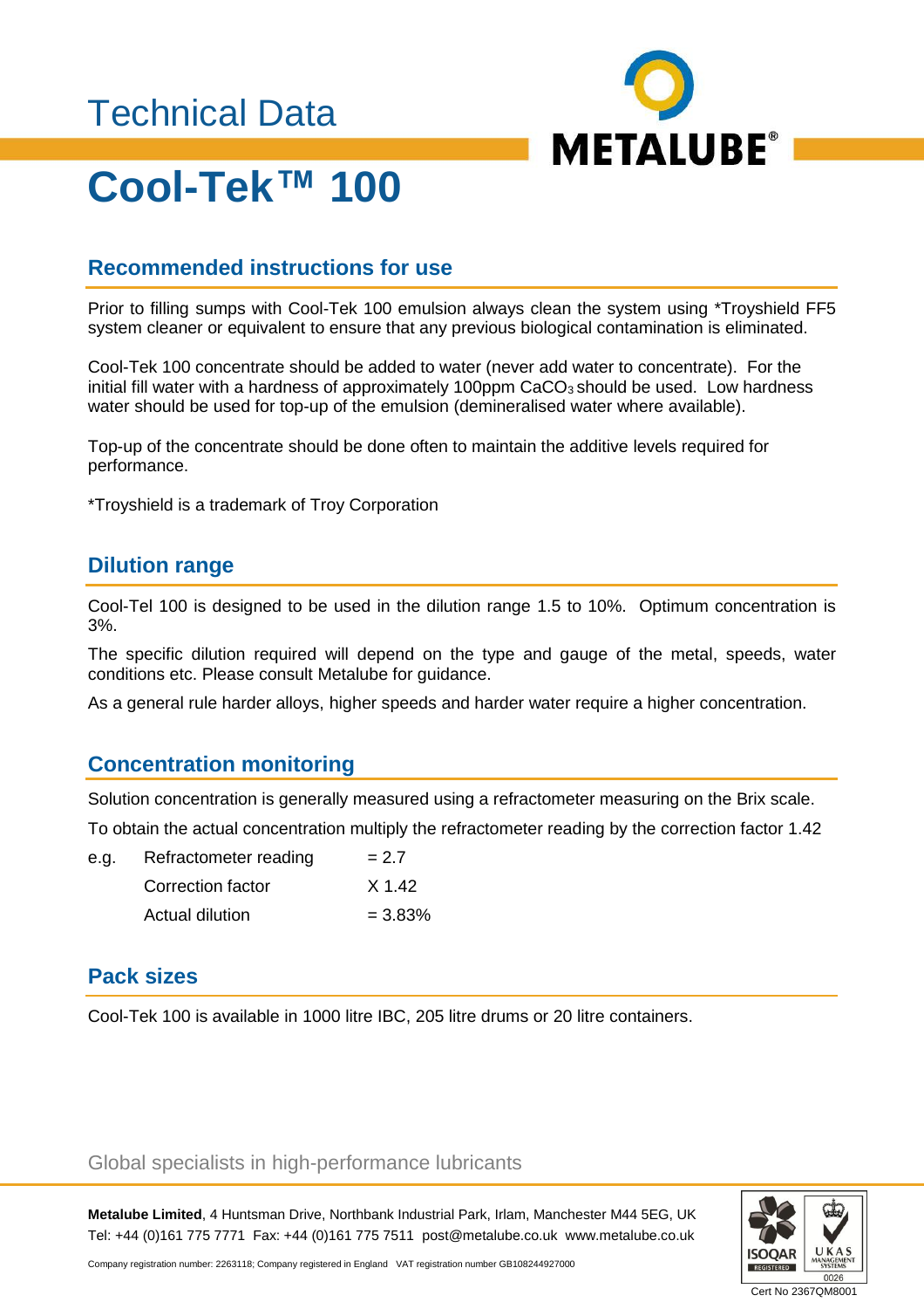Technical Data

# Cool-Tek™ 100

## Recommended instructions for use

Prior to filling sumps with Cool-Tek 100 emulsion always clean the system using *Troyshield FF5 system cleaner or equivalent to ensure that any previous biological contamination is eliminated.

Cool-Tek 100 concentrate should be added to water (never add water to concentrate). For the initial fill water with a hardness of approximately 100ppm $CaCO_3$ should be used. Low hardness water should be used for top-up of the emulsion (demineralised water where available).

Top-up of the concentrate should be done often to maintain the additive levels required for performance.

*Troyshield is a trademark of Troy Corporation

## Dilution range

Cool-Tel 100 is designed to be used in the dilution range 1.5 to 10%. Optimum concentration is 3%.

The specific dilution required will depend on the type and gauge of the metal, speeds, water conditions etc. Please consult Metalube for guidance.

As a general rule harder alloys, higher speeds and harder water require a higher concentration.

## Concentration monitoring

Solution concentration is generally measured using a refractometer measuring on the Brix scale.

To obtain the actual concentration multiply the refractometer reading by the correction factor 1.42

| e.g. | Refractometer reading | = 2.7 |
|---|---|---|
| | Correction factor | X 1.42 |
| | Actual dilution | = 3.83% |

## Pack sizes

Cool-Tek 100 is available in 1000 litre IBC, 205 litre drums or 20 litre containers.

Global specialists in high-performance lubricants

**Metalube Limited**, 4 Huntsman Drive, Northbank Industrial Park, Irlam, Manchester M44 5EG, UK
Tel: +44 (0)161 775 7771 Fax: +44 (0)161 775 7511 post@metalube.co.uk www.metalube.co.uk

Company registration number: 2263118; Company registered in England VAT registration number GB108244927000

Cert No 2367QM8001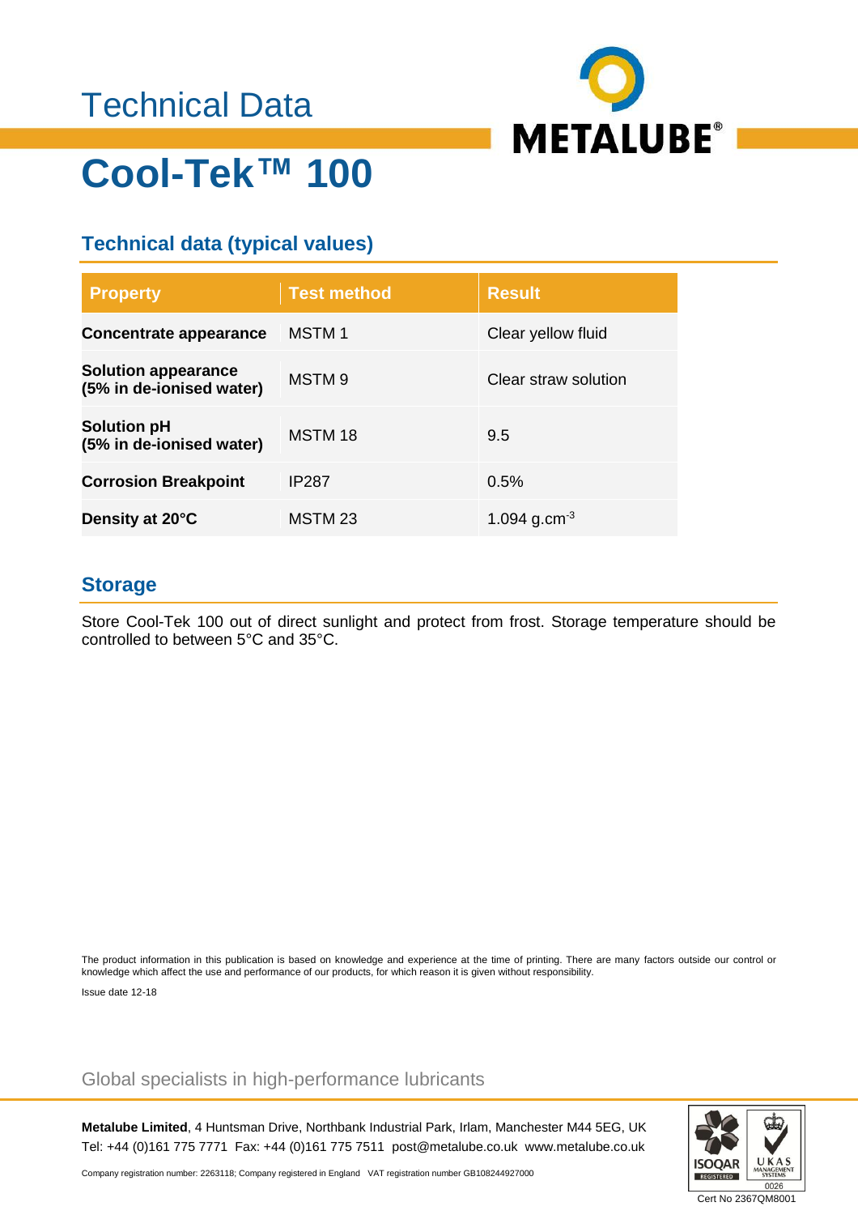Technical Data

# Cool-Tek™ 100

## Technical data (typical values)

| Property | Test method | Result |
|---|---|---|
| **Concentrate appearance** | MSTM 1 | Clear yellow fluid |
| **Solution appearance (5% in de-ionised water)** | MSTM 9 | Clear straw solution |
| **Solution pH (5% in de-ionised water)** | MSTM 18 | 9.5 |
| **Corrosion Breakpoint** | IP287 | 0.5% |
| **Density at 20°C** | MSTM 23 | 1.094 $g.cm^{-3}$ |

## Storage

Store Cool-Tek 100 out of direct sunlight and protect from frost. Storage temperature should be controlled to between 5°C and 35°C.

The product information in this publication is based on knowledge and experience at the time of printing. There are many factors outside our control or knowledge which affect the use and performance of our products, for which reason it is given without responsibility.

Issue date 12-18

Global specialists in high-performance lubricants

**Metalube Limited**, 4 Huntsman Drive, Northbank Industrial Park, Irlam, Manchester M44 5EG, UK
Tel: +44 (0)161 775 7771 Fax: +44 (0)161 775 7511 post@metalube.co.uk www.metalube.co.uk

Company registration number: 2263118; Company registered in England VAT registration number GB108244927000

Cert No 2367QM8001